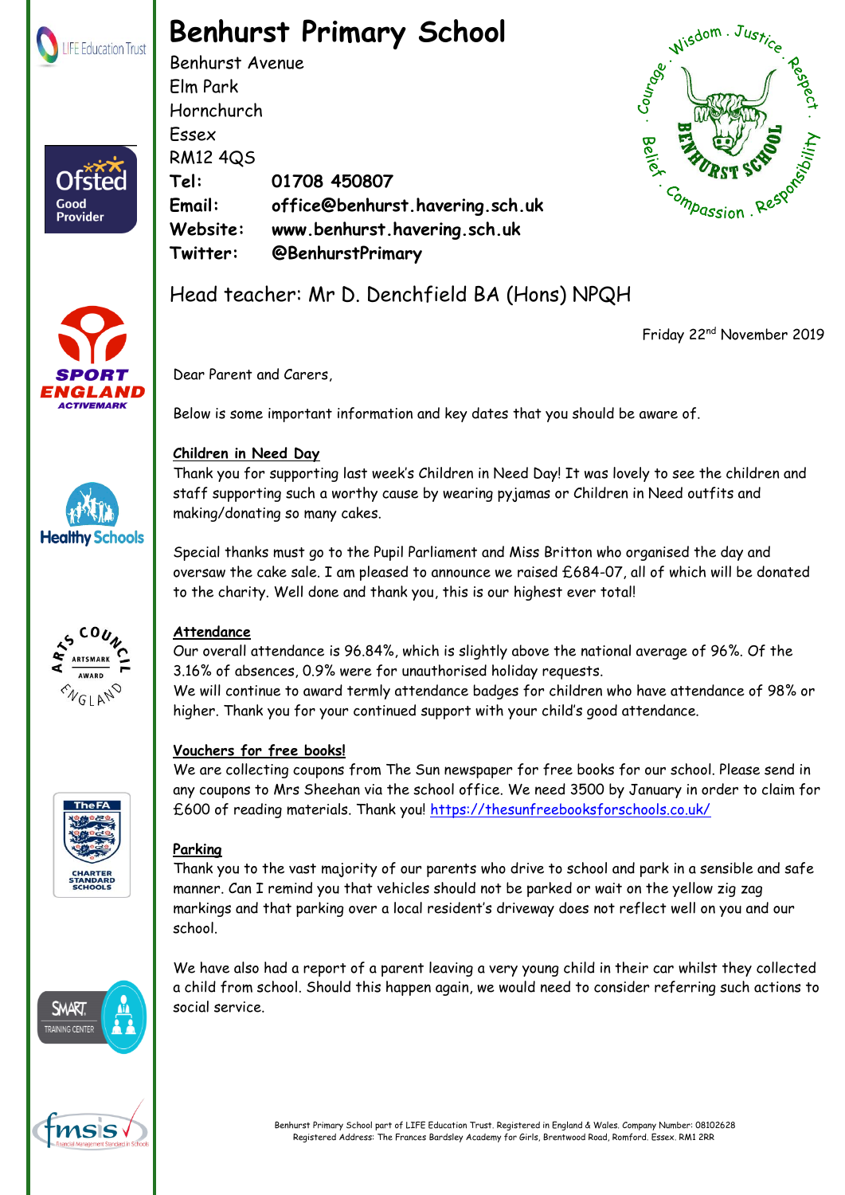# Benhurst Primary School

Benhurst Avenue
Elm Park
Hornchurch
Essex
RM12 4QS

**Tel:** **01708 450807**
**Email:** **office@benhurst.havering.sch.uk**
**Website:** **www.benhurst.havering.sch.uk**
**Twitter:** **@BenhurstPrimary**

Head teacher: Mr D. Denchfield BA (Hons) NPQH

Friday 22nd November 2019

Dear Parent and Carers,

Below is some important information and key dates that you should be aware of.

**Children in Need Day**

Thank you for supporting last week's Children in Need Day! It was lovely to see the children and staff supporting such a worthy cause by wearing pyjamas or Children in Need outfits and making/donating so many cakes.

Special thanks must go to the Pupil Parliament and Miss Britton who organised the day and oversaw the cake sale. I am pleased to announce we raised £684-07, all of which will be donated to the charity. Well done and thank you, this is our highest ever total!

**Attendance**

Our overall attendance is 96.84%, which is slightly above the national average of 96%. Of the 3.16% of absences, 0.9% were for unauthorised holiday requests.
We will continue to award termly attendance badges for children who have attendance of 98% or higher. Thank you for your continued support with your child's good attendance.

**Vouchers for free books!**

We are collecting coupons from The Sun newspaper for free books for our school. Please send in any coupons to Mrs Sheehan via the school office. We need 3500 by January in order to claim for £600 of reading materials. Thank you! https://thesunfreebooksforschools.co.uk/

**Parking**

Thank you to the vast majority of our parents who drive to school and park in a sensible and safe manner. Can I remind you that vehicles should not be parked or wait on the yellow zig zag markings and that parking over a local resident's driveway does not reflect well on you and our school.

We have also had a report of a parent leaving a very young child in their car whilst they collected a child from school. Should this happen again, we would need to consider referring such actions to social service.

Benhurst Primary School part of LIFE Education Trust. Registered in England & Wales. Company Number: 08102628
Registered Address: The Frances Bardsley Academy for Girls, Brentwood Road, Romford. Essex. RM1 2RR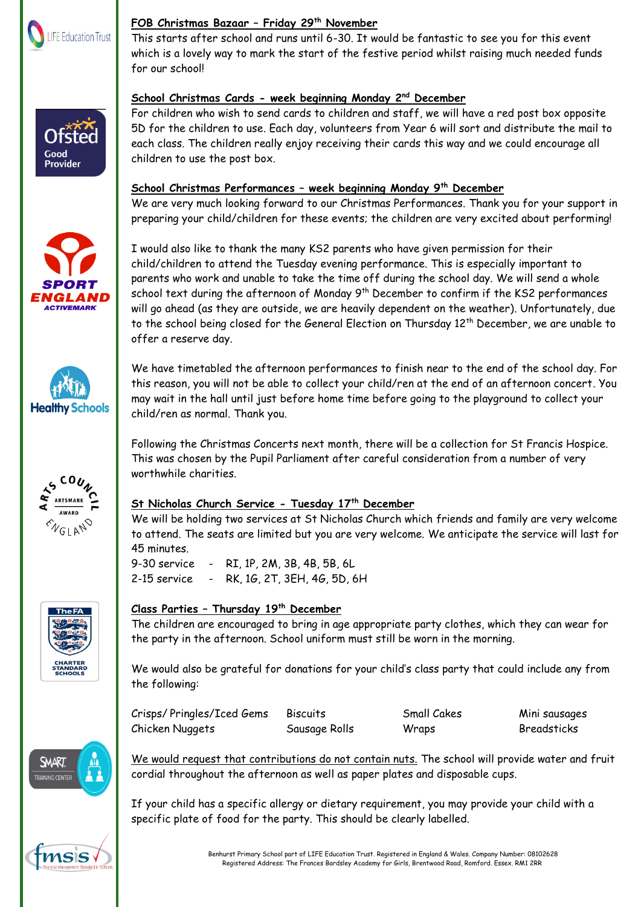## FOB Christmas Bazaar – Friday 29th November

This starts after school and runs until 6-30. It would be fantastic to see you for this event which is a lovely way to mark the start of the festive period whilst raising much needed funds for our school!

## School Christmas Cards - week beginning Monday 2nd December

For children who wish to send cards to children and staff, we will have a red post box opposite 5D for the children to use. Each day, volunteers from Year 6 will sort and distribute the mail to each class. The children really enjoy receiving their cards this way and we could encourage all children to use the post box.

## School Christmas Performances – week beginning Monday 9th December

We are very much looking forward to our Christmas Performances. Thank you for your support in preparing your child/children for these events; the children are very excited about performing!

I would also like to thank the many KS2 parents who have given permission for their child/children to attend the Tuesday evening performance. This is especially important to parents who work and unable to take the time off during the school day. We will send a whole school text during the afternoon of Monday 9th December to confirm if the KS2 performances will go ahead (as they are outside, we are heavily dependent on the weather). Unfortunately, due to the school being closed for the General Election on Thursday 12th December, we are unable to offer a reserve day.

We have timetabled the afternoon performances to finish near to the end of the school day. For this reason, you will not be able to collect your child/ren at the end of an afternoon concert. You may wait in the hall until just before home time before going to the playground to collect your child/ren as normal. Thank you.

Following the Christmas Concerts next month, there will be a collection for St Francis Hospice. This was chosen by the Pupil Parliament after careful consideration from a number of very worthwhile charities.

## St Nicholas Church Service - Tuesday 17th December

We will be holding two services at St Nicholas Church which friends and family are very welcome to attend. The seats are limited but you are very welcome. We anticipate the service will last for 45 minutes.

9-30 service - RI, 1P, 2M, 3B, 4B, 5B, 6L
2-15 service - RK, 1G, 2T, 3EH, 4G, 5D, 6H

## Class Parties – Thursday 19th December

The children are encouraged to bring in age appropriate party clothes, which they can wear for the party in the afternoon. School uniform must still be worn in the morning.

We would also be grateful for donations for your child's class party that could include any from the following:

| | | | |
|---|---|---|---|
| Crisps/ Pringles/Iced Gems | Biscuits | Small Cakes | Mini sausages |
| Chicken Nuggets | Sausage Rolls | Wraps | Breadsticks |

We would request that contributions do not contain nuts. The school will provide water and fruit cordial throughout the afternoon as well as paper plates and disposable cups.

If your child has a specific allergy or dietary requirement, you may provide your child with a specific plate of food for the party. This should be clearly labelled.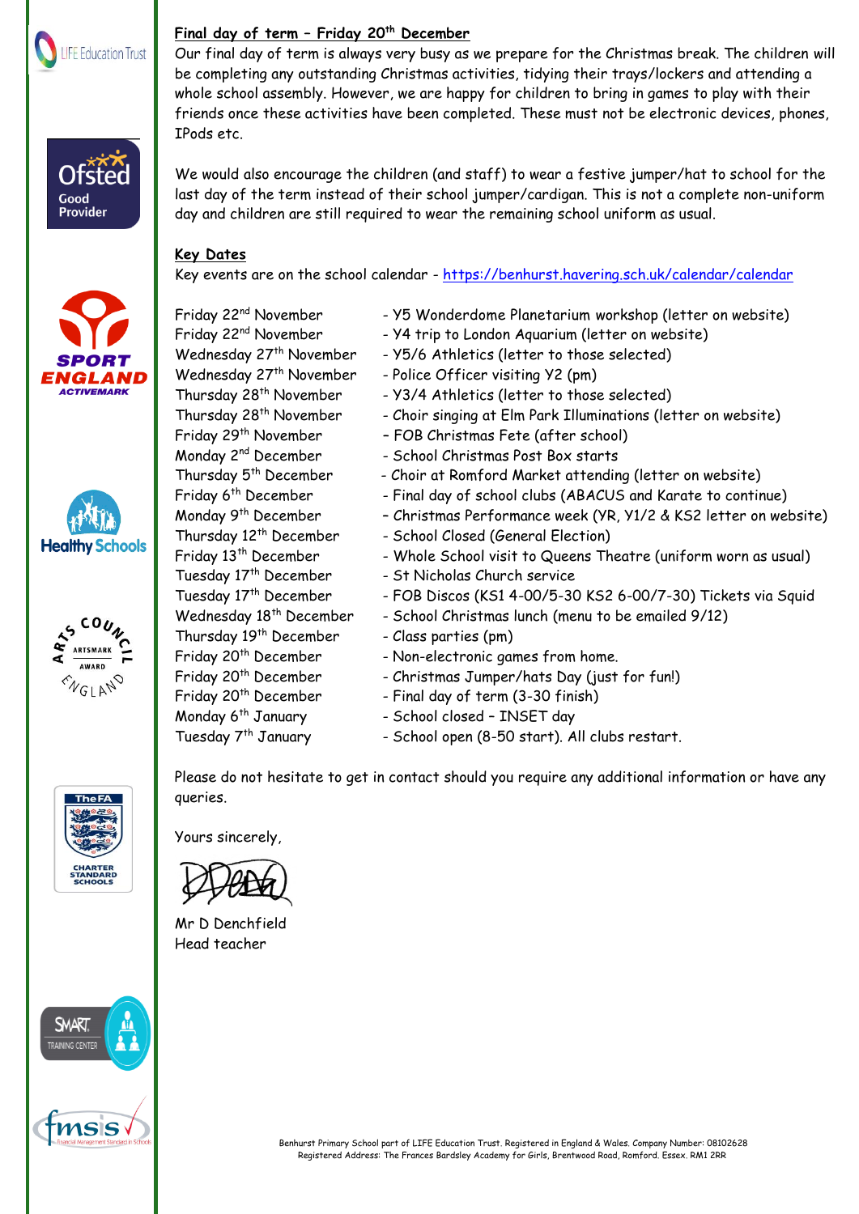**Final day of term – Friday 20th December**

Our final day of term is always very busy as we prepare for the Christmas break. The children will be completing any outstanding Christmas activities, tidying their trays/lockers and attending a whole school assembly. However, we are happy for children to bring in games to play with their friends once these activities have been completed. These must not be electronic devices, phones, IPods etc.

We would also encourage the children (and staff) to wear a festive jumper/hat to school for the last day of the term instead of their school jumper/cardigan. This is not a complete non-uniform day and children are still required to wear the remaining school uniform as usual.

**Key Dates**

Key events are on the school calendar - https://benhurst.havering.sch.uk/calendar/calendar

| | |
|---|---|
| Friday 22nd November | - Y5 Wonderdome Planetarium workshop (letter on website) |
| Friday 22nd November | - Y4 trip to London Aquarium (letter on website) |
| Wednesday 27th November | - Y5/6 Athletics (letter to those selected) |
| Wednesday 27th November | - Police Officer visiting Y2 (pm) |
| Thursday 28th November | - Y3/4 Athletics (letter to those selected) |
| Thursday 28th November | - Choir singing at Elm Park Illuminations (letter on website) |
| Friday 29th November | – FOB Christmas Fete (after school) |
| Monday 2nd December | - School Christmas Post Box starts |
| Thursday 5th December | - Choir at Romford Market attending (letter on website) |
| Friday 6th December | - Final day of school clubs (ABACUS and Karate to continue) |
| Monday 9th December | – Christmas Performance week (YR, Y1/2 & KS2 letter on website) |
| Thursday 12th December | - School Closed (General Election) |
| Friday 13th December | - Whole School visit to Queens Theatre (uniform worn as usual) |
| Tuesday 17th December | - St Nicholas Church service |
| Tuesday 17th December | - FOB Discos (KS1 4-00/5-30 KS2 6-00/7-30) Tickets via Squid |
| Wednesday 18th December | - School Christmas lunch (menu to be emailed 9/12) |
| Thursday 19th December | - Class parties (pm) |
| Friday 20th December | - Non-electronic games from home. |
| Friday 20th December | - Christmas Jumper/hats Day (just for fun!) |
| Friday 20th December | - Final day of term (3-30 finish) |
| Monday 6th January | - School closed – INSET day |
| Tuesday 7th January | - School open (8-50 start). All clubs restart. |

Please do not hesitate to get in contact should you require any additional information or have any queries.

Yours sincerely,

Mr D Denchfield
Head teacher

Benhurst Primary School part of LIFE Education Trust. Registered in England & Wales. Company Number: 08102628
Registered Address: The Frances Bardsley Academy for Girls, Brentwood Road, Romford. Essex. RM1 2RR